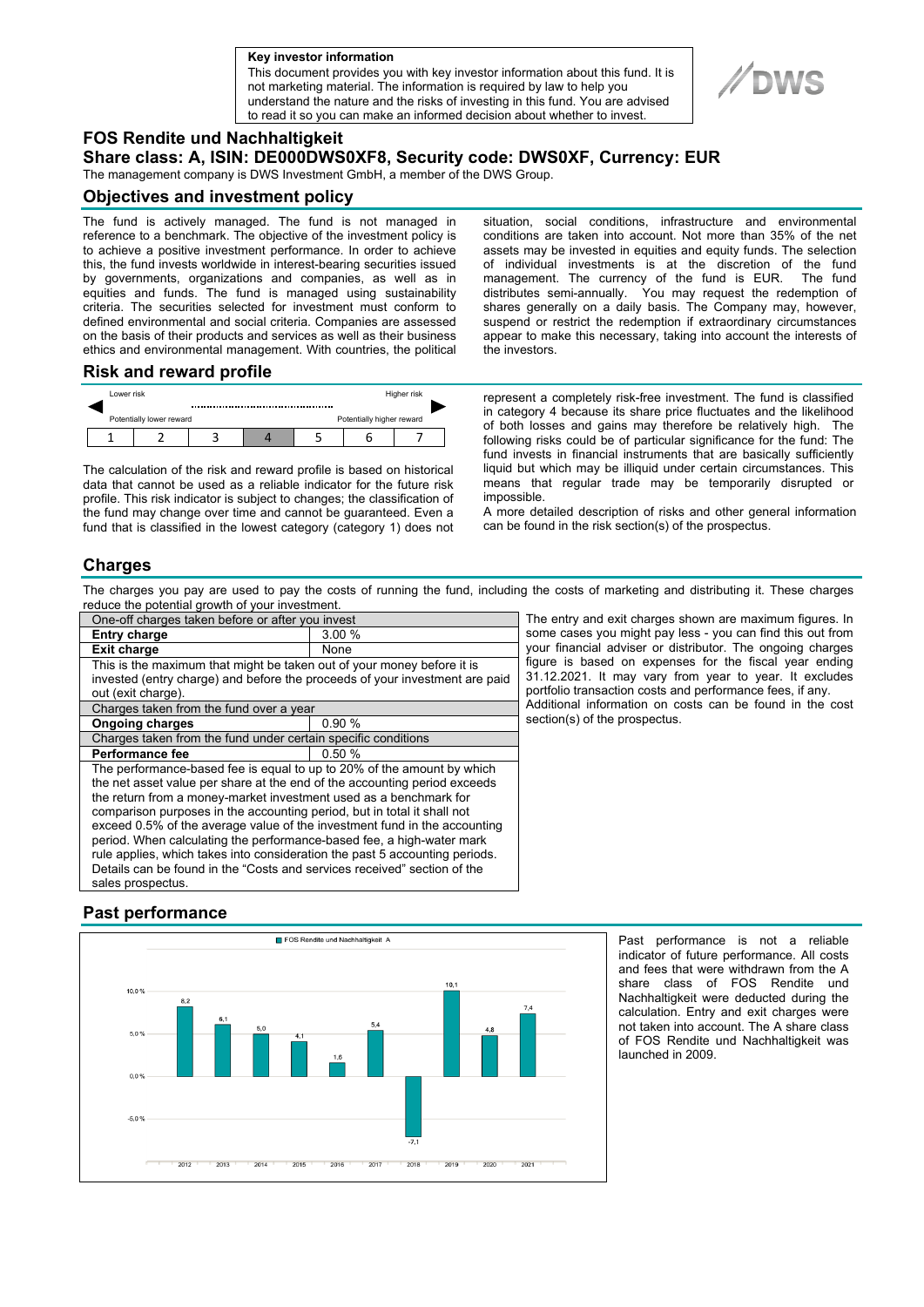**Key investor information**

This document provides you with key investor information about this fund. It is not marketing material. The information is required by law to help you understand the nature and the risks of investing in this fund. You are advised to read it so you can make an informed decision about whether to invest.

# FOS Rendite und Nachhaltigkeit

## Share class: A, ISIN: DE000DWS0XF8, Security code: DWS0XF, Currency: EUR

The management company is DWS Investment GmbH, a member of the DWS Group.

## Objectives and investment policy

The fund is actively managed. The fund is not managed in reference to a benchmark. The objective of the investment policy is to achieve a positive investment performance. In order to achieve this, the fund invests worldwide in interest-bearing securities issued by governments, organizations and companies, as well as in equities and funds. The fund is managed using sustainability criteria. The securities selected for investment must conform to defined environmental and social criteria. Companies are assessed on the basis of their products and services as well as their business ethics and environmental management. With countries, the political situation, social conditions, infrastructure and environmental conditions are taken into account. Not more than 35% of the net assets may be invested in equities and equity funds. The selection of individual investments is at the discretion of the fund management. The currency of the fund is EUR. The fund distributes semi-annually. You may request the redemption of shares generally on a daily basis. The Company may, however, suspend or restrict the redemption if extraordinary circumstances appear to make this necessary, taking into account the interests of the investors.

## Risk and reward profile

| Lower risk | | | | | | Higher risk |
|---|---|---|---|---|---|---|
| Potentially lower reward | | | | | | Potentially higher reward |
| 1 | 2 | 3 | **4** | 5 | 6 | 7 |

The calculation of the risk and reward profile is based on historical data that cannot be used as a reliable indicator for the future risk profile. This risk indicator is subject to changes; the classification of the fund may change over time and cannot be guaranteed. Even a fund that is classified in the lowest category (category 1) does not represent a completely risk-free investment. The fund is classified in category 4 because its share price fluctuates and the likelihood of both losses and gains may therefore be relatively high. The following risks could be of particular significance for the fund: The fund invests in financial instruments that are basically sufficiently liquid but which may be illiquid under certain circumstances. This means that regular trade may be temporarily disrupted or impossible.

A more detailed description of risks and other general information can be found in the risk section(s) of the prospectus.

## Charges

The charges you pay are used to pay the costs of running the fund, including the costs of marketing and distributing it. These charges reduce the potential growth of your investment.

| One-off charges taken before or after you invest | |
|---|---|
| **Entry charge** | 3.00 % |
| **Exit charge** | None |
| This is the maximum that might be taken out of your money before it is invested (entry charge) and before the proceeds of your investment are paid out (exit charge). | |
| Charges taken from the fund over a year | |
| **Ongoing charges** | 0.90 % |
| Charges taken from the fund under certain specific conditions | |
| **Performance fee** | 0.50 % |
| The performance-based fee is equal to up to 20% of the amount by which the net asset value per share at the end of the accounting period exceeds the return from a money-market investment used as a benchmark for comparison purposes in the accounting period, but in total it shall not exceed 0.5% of the average value of the investment fund in the accounting period. When calculating the performance-based fee, a high-water mark rule applies, which takes into consideration the past 5 accounting periods. Details can be found in the "Costs and services received" section of the sales prospectus. | |

The entry and exit charges shown are maximum figures. In some cases you might pay less - you can find this out from your financial adviser or distributor. The ongoing charges figure is based on expenses for the fiscal year ending 31.12.2021. It may vary from year to year. It excludes portfolio transaction costs and performance fees, if any. Additional information on costs can be found in the cost section(s) of the prospectus.

## Past performance

FOS Rendite und Nachhaltigkeit A

| Year | 2012 | 2013 | 2014 | 2015 | 2016 | 2017 | 2018 | 2019 | 2020 | 2021 |
|---|---|---|---|---|---|---|---|---|---|---|
| % | 8,2 | 6,1 | 5,0 | 4,1 | 1,6 | 5,4 | -7,1 | 10,1 | 4,8 | 7,4 |

Past performance is not a reliable indicator of future performance. All costs and fees that were withdrawn from the A share class of FOS Rendite und Nachhaltigkeit were deducted during the calculation. Entry and exit charges were not taken into account. The A share class of FOS Rendite und Nachhaltigkeit was launched in 2009.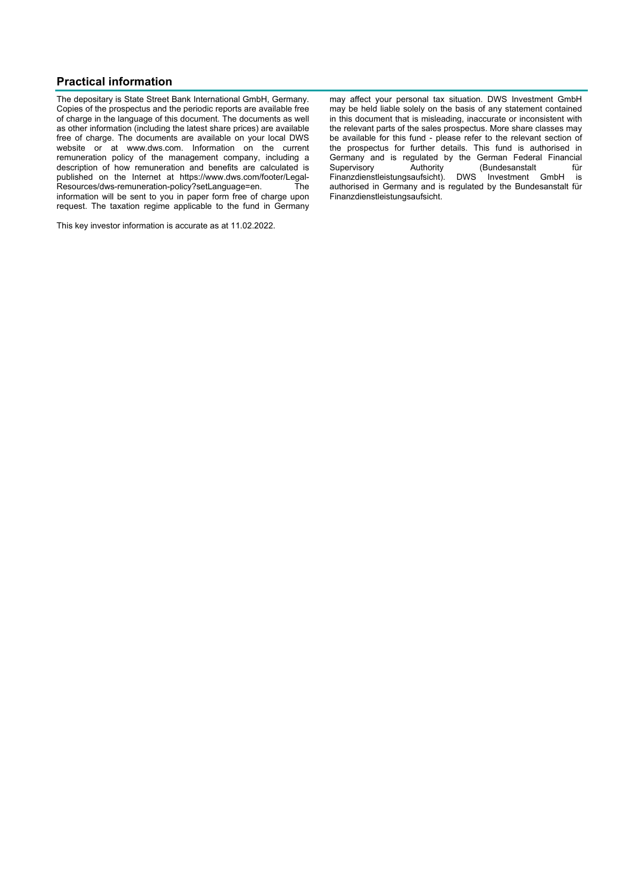## Practical information

The depositary is State Street Bank International GmbH, Germany. Copies of the prospectus and the periodic reports are available free of charge in the language of this document. The documents as well as other information (including the latest share prices) are available free of charge. The documents are available on your local DWS website or at www.dws.com. Information on the current remuneration policy of the management company, including a description of how remuneration and benefits are calculated is published on the Internet at https://www.dws.com/footer/Legal-Resources/dws-remuneration-policy?setLanguage=en. The information will be sent to you in paper form free of charge upon request. The taxation regime applicable to the fund in Germany may affect your personal tax situation. DWS Investment GmbH may be held liable solely on the basis of any statement contained in this document that is misleading, inaccurate or inconsistent with the relevant parts of the sales prospectus. More share classes may be available for this fund - please refer to the relevant section of the prospectus for further details. This fund is authorised in Germany and is regulated by the German Federal Financial Supervisory Authority (Bundesanstalt für Finanzdienstleistungsaufsicht). DWS Investment GmbH is authorised in Germany and is regulated by the Bundesanstalt für Finanzdienstleistungsaufsicht.

This key investor information is accurate as at 11.02.2022.